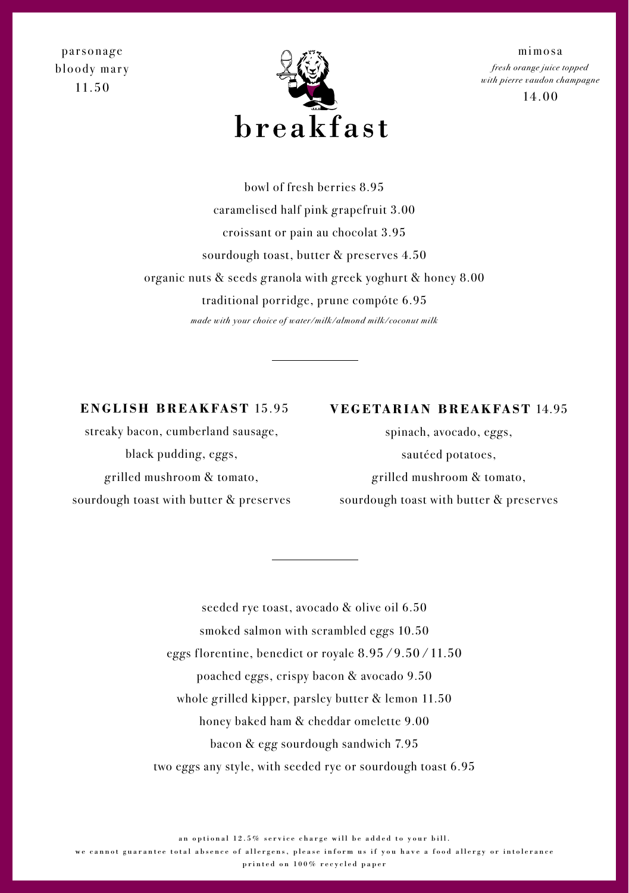parsonage
bloody mary
11.50

# breakfast

mimosa
*fresh orange juice topped with pierre vaudon champagne*
14.00

bowl of fresh berries 8.95

caramelised half pink grapefruit 3.00

croissant or pain au chocolat 3.95

sourdough toast, butter & preserves 4.50

organic nuts & seeds granola with greek yoghurt & honey 8.00

traditional porridge, prune compóte 6.95

*made with your choice of water/milk/almond milk/coconut milk*

---

**ENGLISH BREAKFAST** 15.95

streaky bacon, cumberland sausage,
black pudding, eggs,
grilled mushroom & tomato,
sourdough toast with butter & preserves

**VEGETARIAN BREAKFAST** 14.95

spinach, avocado, eggs,
sautéed potatoes,
grilled mushroom & tomato,
sourdough toast with butter & preserves

---

seeded rye toast, avocado & olive oil 6.50

smoked salmon with scrambled eggs 10.50

eggs florentine, benedict or royale 8.95 / 9.50 / 11.50

poached eggs, crispy bacon & avocado 9.50

whole grilled kipper, parsley butter & lemon 11.50

honey baked ham & cheddar omelette 9.00

bacon & egg sourdough sandwich 7.95

two eggs any style, with seeded rye or sourdough toast 6.95

an optional 12.5% service charge will be added to your bill.
we cannot guarantee total absence of allergens, please inform us if you have a food allergy or intolerance
printed on 100% recycled paper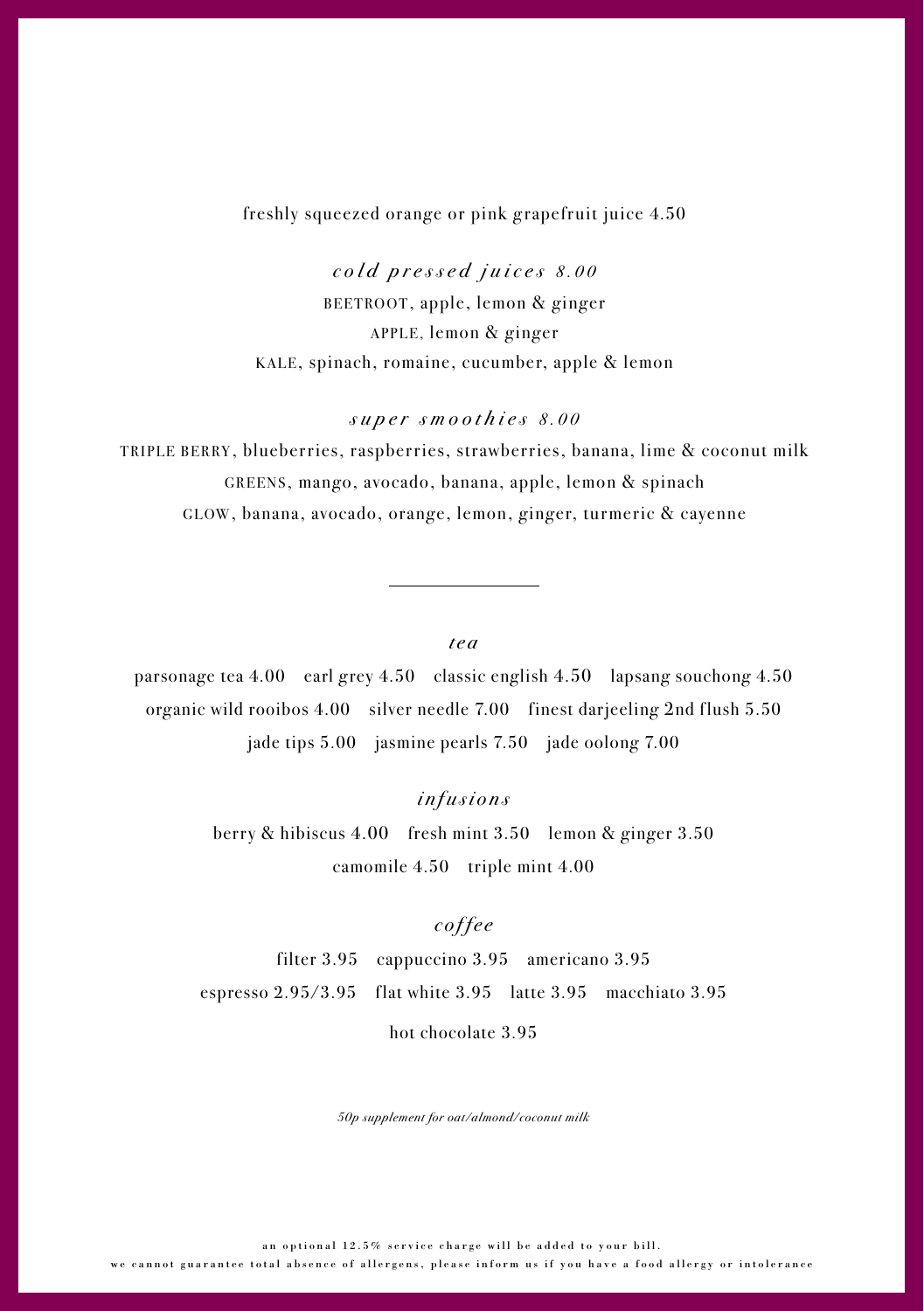freshly squeezed orange or pink grapefruit juice 4.50

## *cold pressed juices 8.00*

BEETROOT, apple, lemon & ginger

APPLE, lemon & ginger

KALE, spinach, romaine, cucumber, apple & lemon

## *super smoothies 8.00*

TRIPLE BERRY, blueberries, raspberries, strawberries, banana, lime & coconut milk

GREENS, mango, avocado, banana, apple, lemon & spinach

GLOW, banana, avocado, orange, lemon, ginger, turmeric & cayenne

---

## *tea*

parsonage tea 4.00  earl grey 4.50  classic english 4.50  lapsang souchong 4.50

organic wild rooibos 4.00  silver needle 7.00  finest darjeeling 2nd flush 5.50

jade tips 5.00  jasmine pearls 7.50  jade oolong 7.00

## *infusions*

berry & hibiscus 4.00  fresh mint 3.50  lemon & ginger 3.50

camomile 4.50  triple mint 4.00

## *coffee*

filter 3.95  cappuccino 3.95  americano 3.95

espresso 2.95/3.95  flat white 3.95  latte 3.95  macchiato 3.95

hot chocolate 3.95

*50p supplement for oat/almond/coconut milk*

**an optional 12.5% service charge will be added to your bill.**

**we cannot guarantee total absence of allergens, please inform us if you have a food allergy or intolerance**